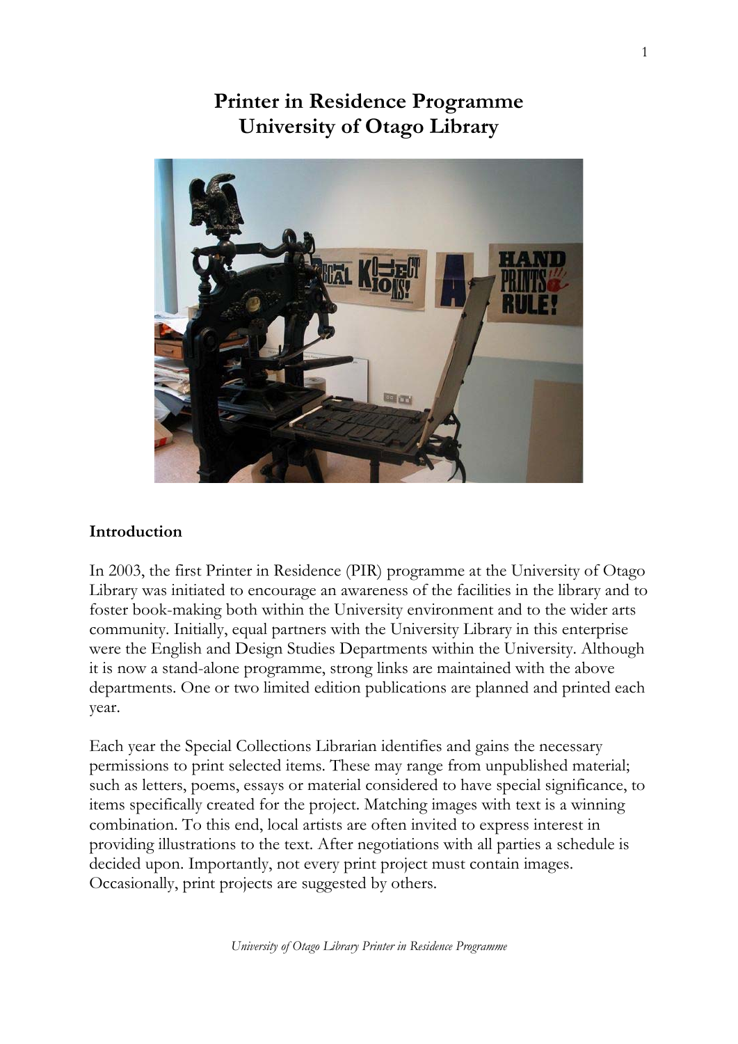# Printer in Residence Programme
# University of Otago Library

## Introduction

In 2003, the first Printer in Residence (PIR) programme at the University of Otago Library was initiated to encourage an awareness of the facilities in the library and to foster book-making both within the University environment and to the wider arts community. Initially, equal partners with the University Library in this enterprise were the English and Design Studies Departments within the University. Although it is now a stand-alone programme, strong links are maintained with the above departments. One or two limited edition publications are planned and printed each year.

Each year the Special Collections Librarian identifies and gains the necessary permissions to print selected items. These may range from unpublished material; such as letters, poems, essays or material considered to have special significance, to items specifically created for the project. Matching images with text is a winning combination. To this end, local artists are often invited to express interest in providing illustrations to the text. After negotiations with all parties a schedule is decided upon. Importantly, not every print project must contain images. Occasionally, print projects are suggested by others.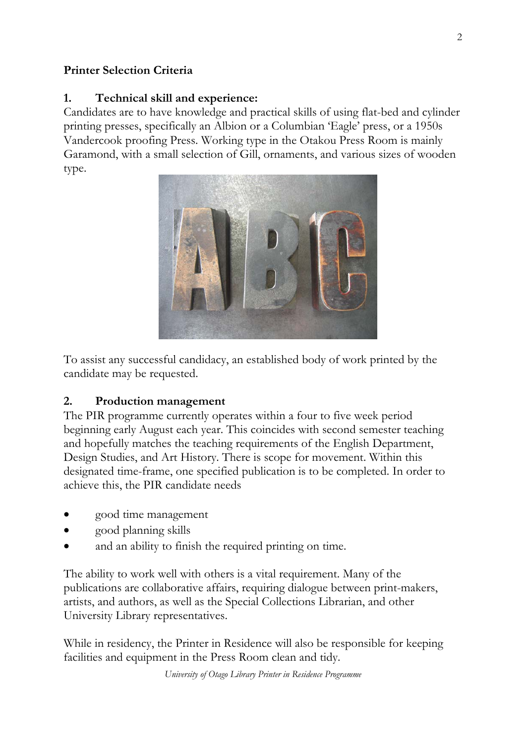**Printer Selection Criteria**

**1. Technical skill and experience:**

Candidates are to have knowledge and practical skills of using flat-bed and cylinder printing presses, specifically an Albion or a Columbian 'Eagle' press, or a 1950s Vandercook proofing Press. Working type in the Otakou Press Room is mainly Garamond, with a small selection of Gill, ornaments, and various sizes of wooden type.

To assist any successful candidacy, an established body of work printed by the candidate may be requested.

**2. Production management**

The PIR programme currently operates within a four to five week period beginning early August each year. This coincides with second semester teaching and hopefully matches the teaching requirements of the English Department, Design Studies, and Art History. There is scope for movement. Within this designated time-frame, one specified publication is to be completed. In order to achieve this, the PIR candidate needs

- good time management
- good planning skills
- and an ability to finish the required printing on time.

The ability to work well with others is a vital requirement. Many of the publications are collaborative affairs, requiring dialogue between print-makers, artists, and authors, as well as the Special Collections Librarian, and other University Library representatives.

While in residency, the Printer in Residence will also be responsible for keeping facilities and equipment in the Press Room clean and tidy.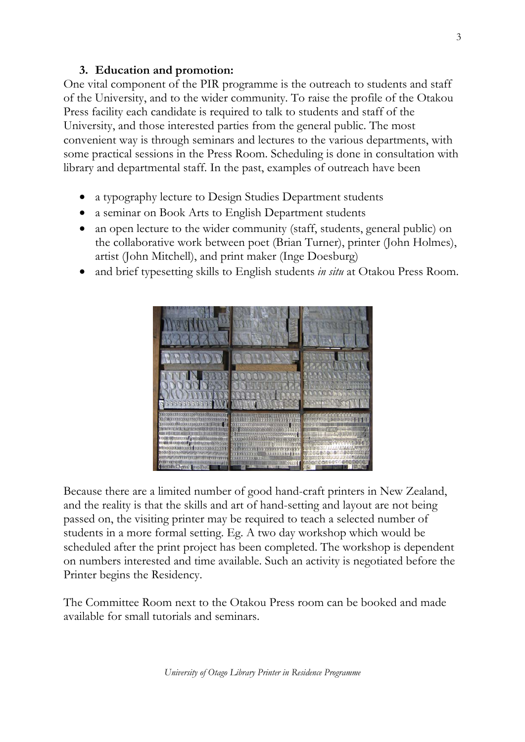### 3. Education and promotion:

One vital component of the PIR programme is the outreach to students and staff of the University, and to the wider community. To raise the profile of the Otakou Press facility each candidate is required to talk to students and staff of the University, and those interested parties from the general public. The most convenient way is through seminars and lectures to the various departments, with some practical sessions in the Press Room. Scheduling is done in consultation with library and departmental staff. In the past, examples of outreach have been

- a typography lecture to Design Studies Department students
- a seminar on Book Arts to English Department students
- an open lecture to the wider community (staff, students, general public) on the collaborative work between poet (Brian Turner), printer (John Holmes), artist (John Mitchell), and print maker (Inge Doesburg)
- and brief typesetting skills to English students *in situ* at Otakou Press Room.

Because there are a limited number of good hand-craft printers in New Zealand, and the reality is that the skills and art of hand-setting and layout are not being passed on, the visiting printer may be required to teach a selected number of students in a more formal setting. Eg. A two day workshop which would be scheduled after the print project has been completed. The workshop is dependent on numbers interested and time available. Such an activity is negotiated before the Printer begins the Residency.

The Committee Room next to the Otakou Press room can be booked and made available for small tutorials and seminars.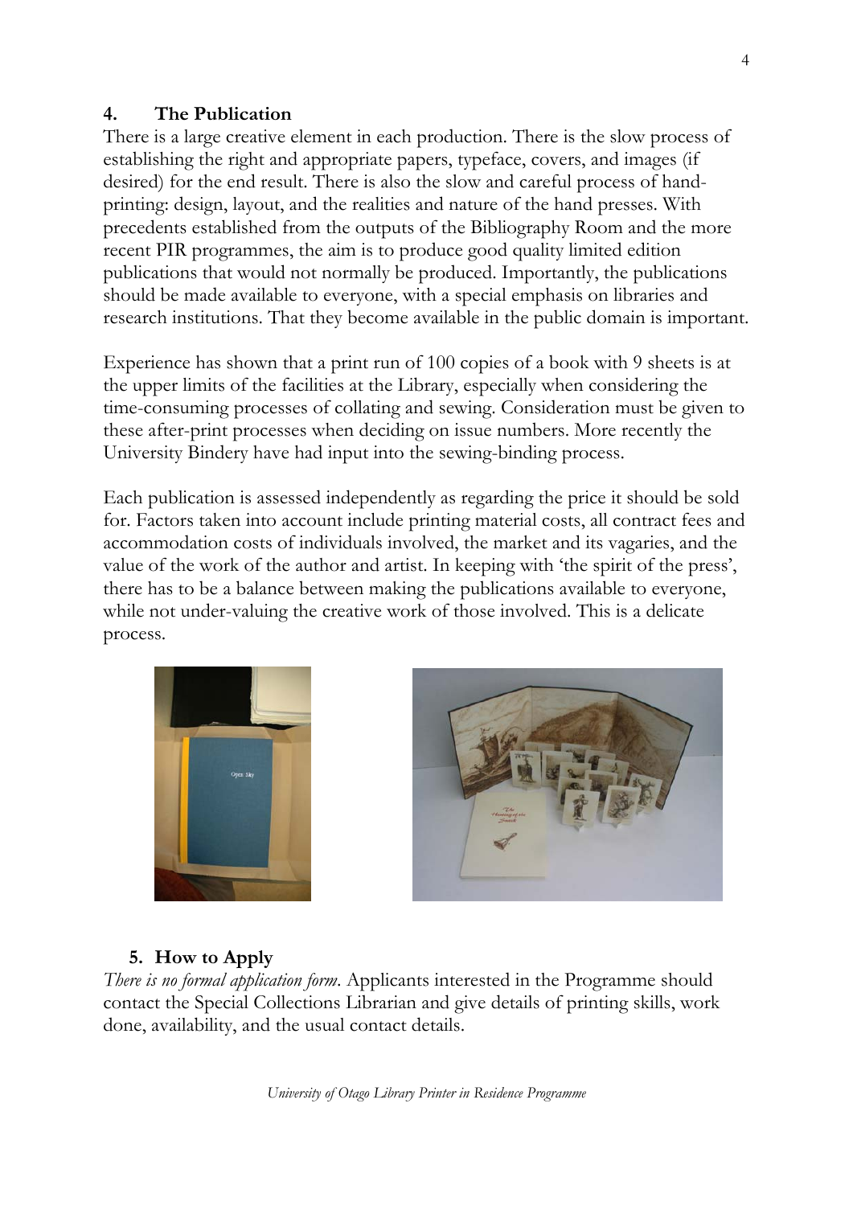## 4. The Publication

There is a large creative element in each production. There is the slow process of establishing the right and appropriate papers, typeface, covers, and images (if desired) for the end result. There is also the slow and careful process of hand-printing: design, layout, and the realities and nature of the hand presses. With precedents established from the outputs of the Bibliography Room and the more recent PIR programmes, the aim is to produce good quality limited edition publications that would not normally be produced. Importantly, the publications should be made available to everyone, with a special emphasis on libraries and research institutions. That they become available in the public domain is important.

Experience has shown that a print run of 100 copies of a book with 9 sheets is at the upper limits of the facilities at the Library, especially when considering the time-consuming processes of collating and sewing. Consideration must be given to these after-print processes when deciding on issue numbers. More recently the University Bindery have had input into the sewing-binding process.

Each publication is assessed independently as regarding the price it should be sold for. Factors taken into account include printing material costs, all contract fees and accommodation costs of individuals involved, the market and its vagaries, and the value of the work of the author and artist. In keeping with 'the spirit of the press', there has to be a balance between making the publications available to everyone, while not under-valuing the creative work of those involved. This is a delicate process.

## 5. How to Apply

*There is no formal application form*. Applicants interested in the Programme should contact the Special Collections Librarian and give details of printing skills, work done, availability, and the usual contact details.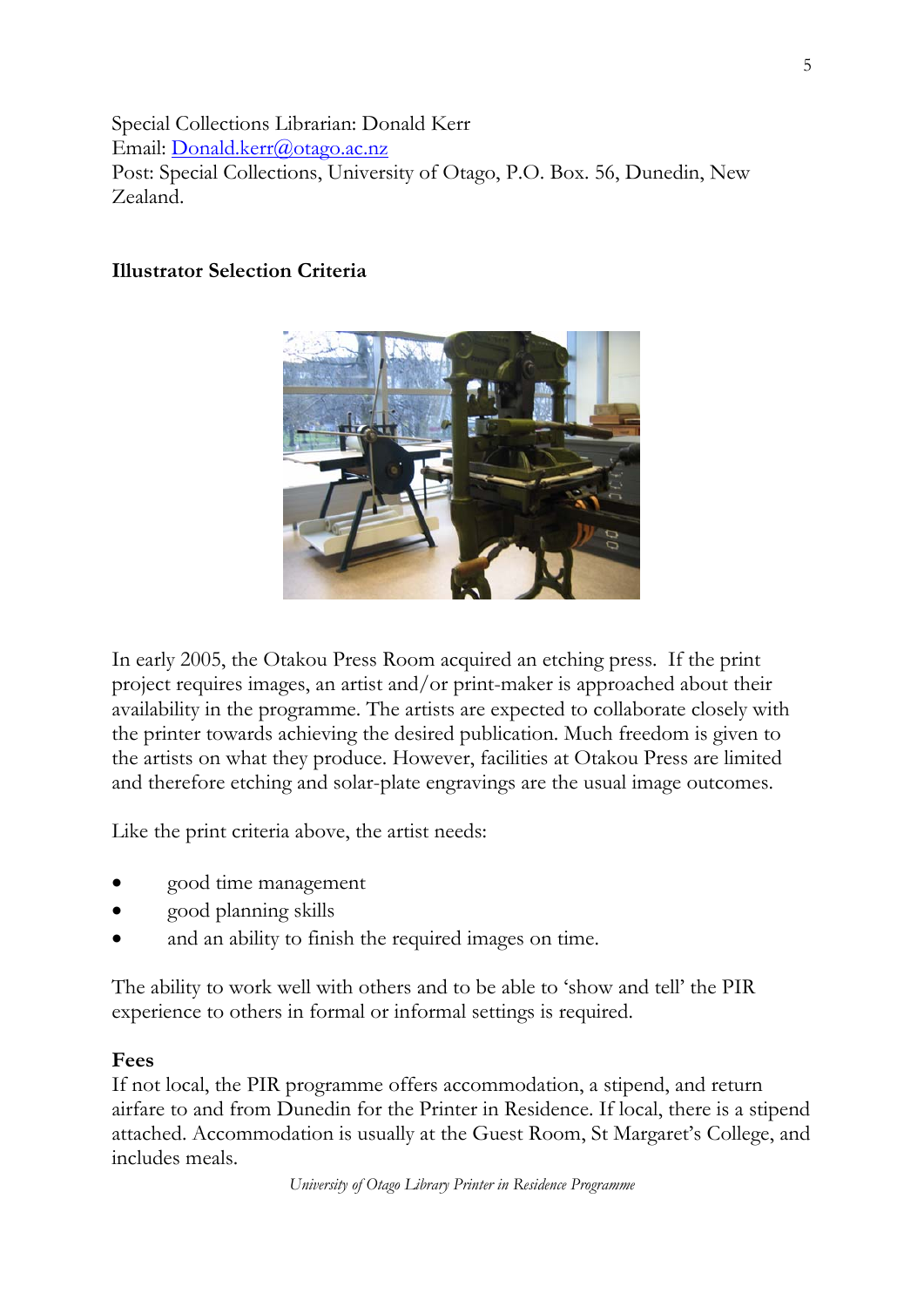Special Collections Librarian: Donald Kerr
Email: [Donald.kerr@otago.ac.nz](mailto:Donald.kerr@otago.ac.nz)
Post: Special Collections, University of Otago, P.O. Box. 56, Dunedin, New Zealand.

**Illustrator Selection Criteria**

In early 2005, the Otakou Press Room acquired an etching press. If the print project requires images, an artist and/or print-maker is approached about their availability in the programme. The artists are expected to collaborate closely with the printer towards achieving the desired publication. Much freedom is given to the artists on what they produce. However, facilities at Otakou Press are limited and therefore etching and solar-plate engravings are the usual image outcomes.

Like the print criteria above, the artist needs:

- good time management
- good planning skills
- and an ability to finish the required images on time.

The ability to work well with others and to be able to 'show and tell' the PIR experience to others in formal or informal settings is required.

**Fees**

If not local, the PIR programme offers accommodation, a stipend, and return airfare to and from Dunedin for the Printer in Residence. If local, there is a stipend attached. Accommodation is usually at the Guest Room, St Margaret's College, and includes meals.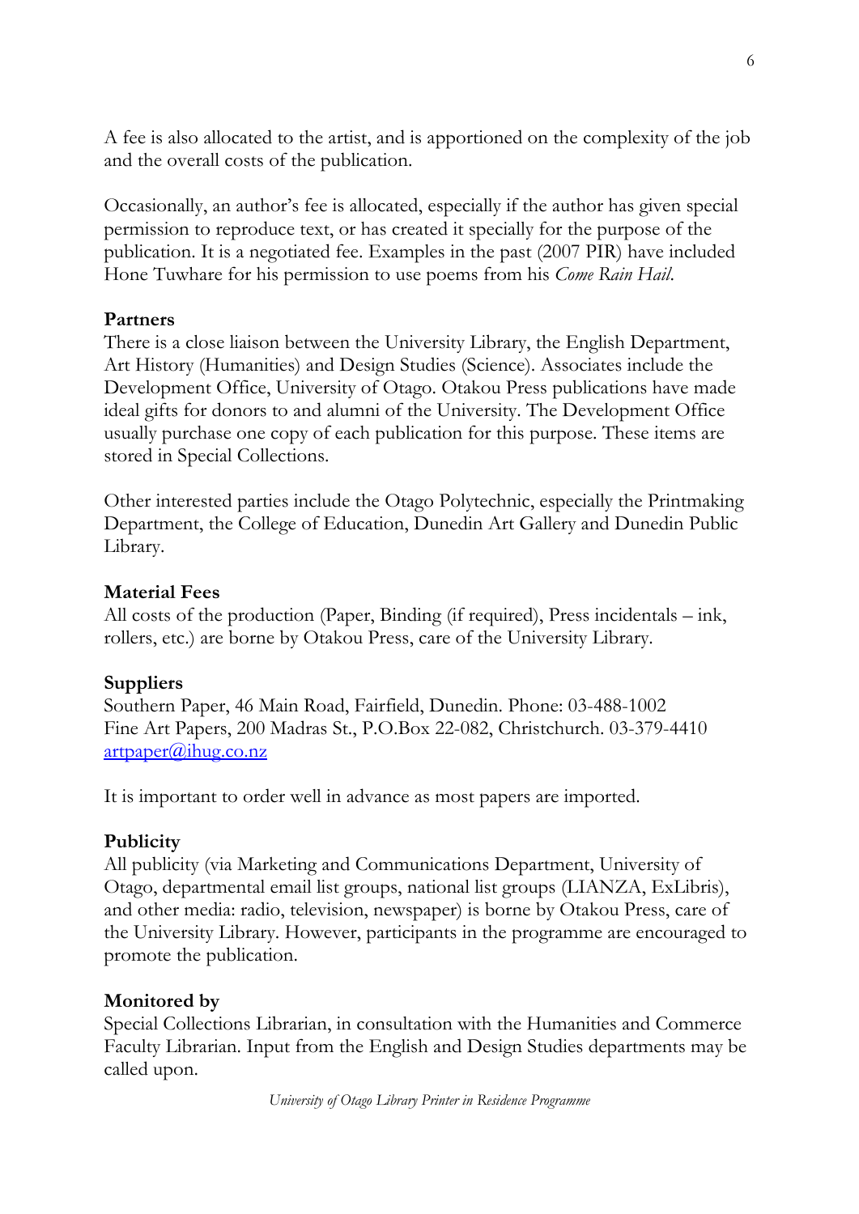A fee is also allocated to the artist, and is apportioned on the complexity of the job and the overall costs of the publication.

Occasionally, an author's fee is allocated, especially if the author has given special permission to reproduce text, or has created it specially for the purpose of the publication. It is a negotiated fee. Examples in the past (2007 PIR) have included Hone Tuwhare for his permission to use poems from his *Come Rain Hail*.

**Partners**
There is a close liaison between the University Library, the English Department, Art History (Humanities) and Design Studies (Science). Associates include the Development Office, University of Otago. Otakou Press publications have made ideal gifts for donors to and alumni of the University. The Development Office usually purchase one copy of each publication for this purpose. These items are stored in Special Collections.

Other interested parties include the Otago Polytechnic, especially the Printmaking Department, the College of Education, Dunedin Art Gallery and Dunedin Public Library.

**Material Fees**
All costs of the production (Paper, Binding (if required), Press incidentals – ink, rollers, etc.) are borne by Otakou Press, care of the University Library.

**Suppliers**
Southern Paper, 46 Main Road, Fairfield, Dunedin. Phone: 03-488-1002
Fine Art Papers, 200 Madras St., P.O.Box 22-082, Christchurch. 03-379-4410
artpaper@ihug.co.nz

It is important to order well in advance as most papers are imported.

**Publicity**
All publicity (via Marketing and Communications Department, University of Otago, departmental email list groups, national list groups (LIANZA, ExLibris), and other media: radio, television, newspaper) is borne by Otakou Press, care of the University Library. However, participants in the programme are encouraged to promote the publication.

**Monitored by**
Special Collections Librarian, in consultation with the Humanities and Commerce Faculty Librarian. Input from the English and Design Studies departments may be called upon.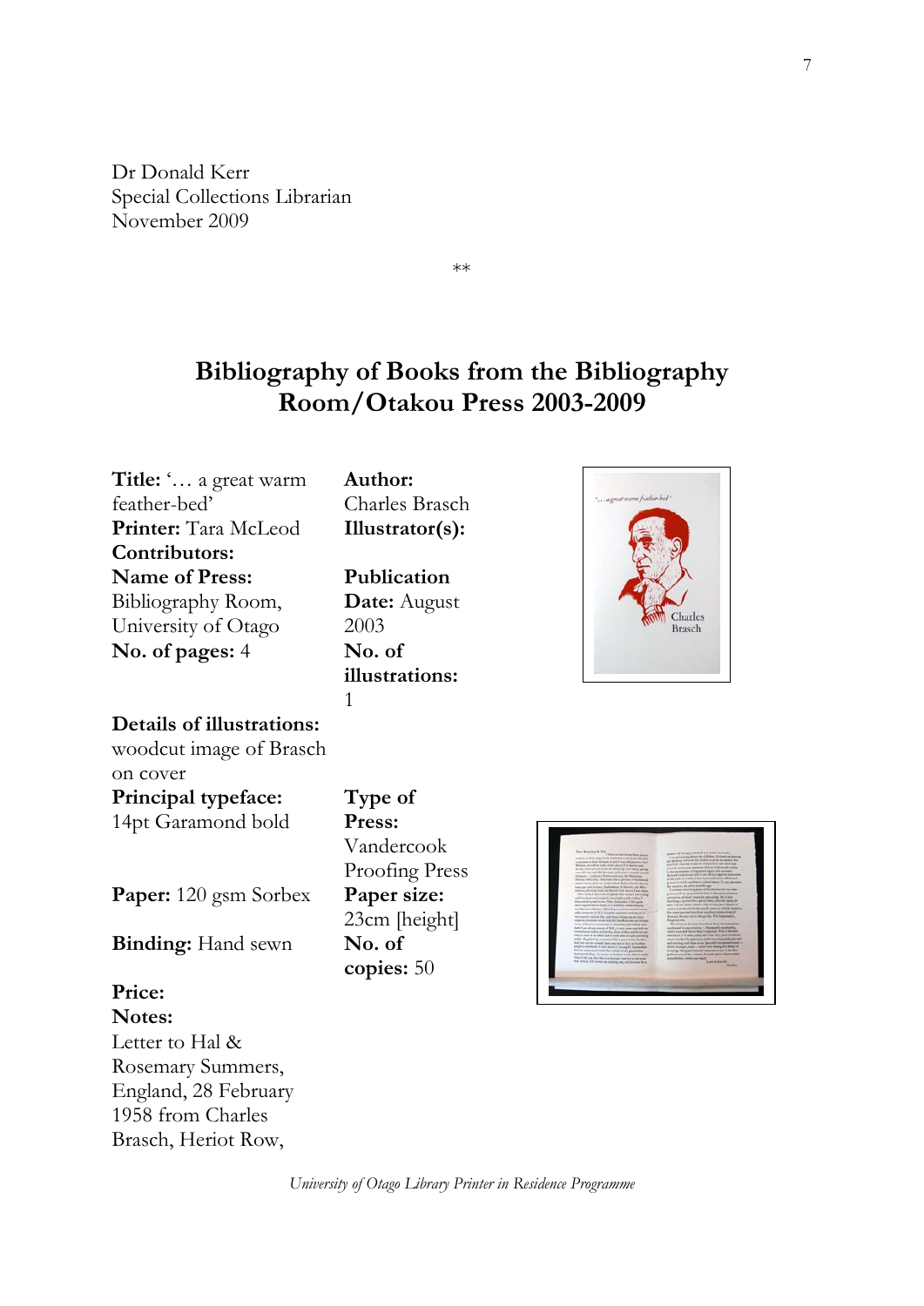Dr Donald Kerr
Special Collections Librarian
November 2009

\*\*

# Bibliography of Books from the Bibliography Room/Otakou Press 2003-2009

**Title:** '… a great warm feather-bed'
**Printer:** Tara McLeod
**Contributors:**
**Name of Press:** Bibliography Room, University of Otago
**No. of pages:** 4

**Author:** Charles Brasch
**Illustrator(s):**

**Publication Date:** August 2003
**No. of illustrations:** 1

**Details of illustrations:** woodcut image of Brasch on cover

**Principal typeface:** 14pt Garamond bold

**Type of Press:** Vandercook Proofing Press

**Paper:** 120 gsm Sorbex

**Paper size:** 23cm [height]

**Binding:** Hand sewn

**No. of copies:** 50

**Price:**
**Notes:**
Letter to Hal & Rosemary Summers, England, 28 February 1958 from Charles Brasch, Heriot Row,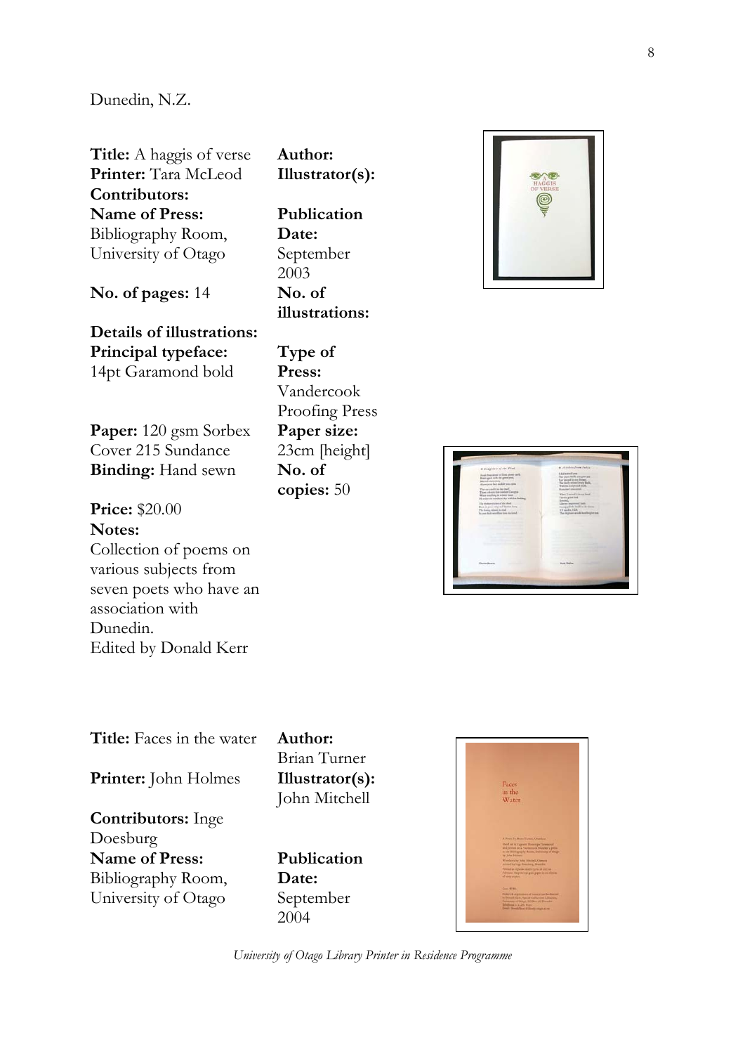Dunedin, N.Z.

**Title:** A haggis of verse
**Printer:** Tara McLeod
**Contributors:**
**Name of Press:** Bibliography Room, University of Otago
**No. of pages:** 14
**Details of illustrations:**
**Principal typeface:** 14pt Garamond bold
**Paper:** 120 gsm Sorbex Cover 215 Sundance
**Binding:** Hand sewn
**Price:** $20.00
**Notes:**
Collection of poems on various subjects from seven poets who have an association with Dunedin.
Edited by Donald Kerr

**Author:**
**Illustrator(s):**
**Publication Date:** September 2003
**No. of illustrations:**
**Type of Press:** Vandercook Proofing Press
**Paper size:** 23cm [height]
**No. of copies:** 50

**Title:** Faces in the water
**Printer:** John Holmes
**Contributors:** Inge Doesburg
**Name of Press:** Bibliography Room, University of Otago

**Author:** Brian Turner
**Illustrator(s):** John Mitchell
**Publication Date:** September 2004

*University of Otago Library Printer in Residence Programme*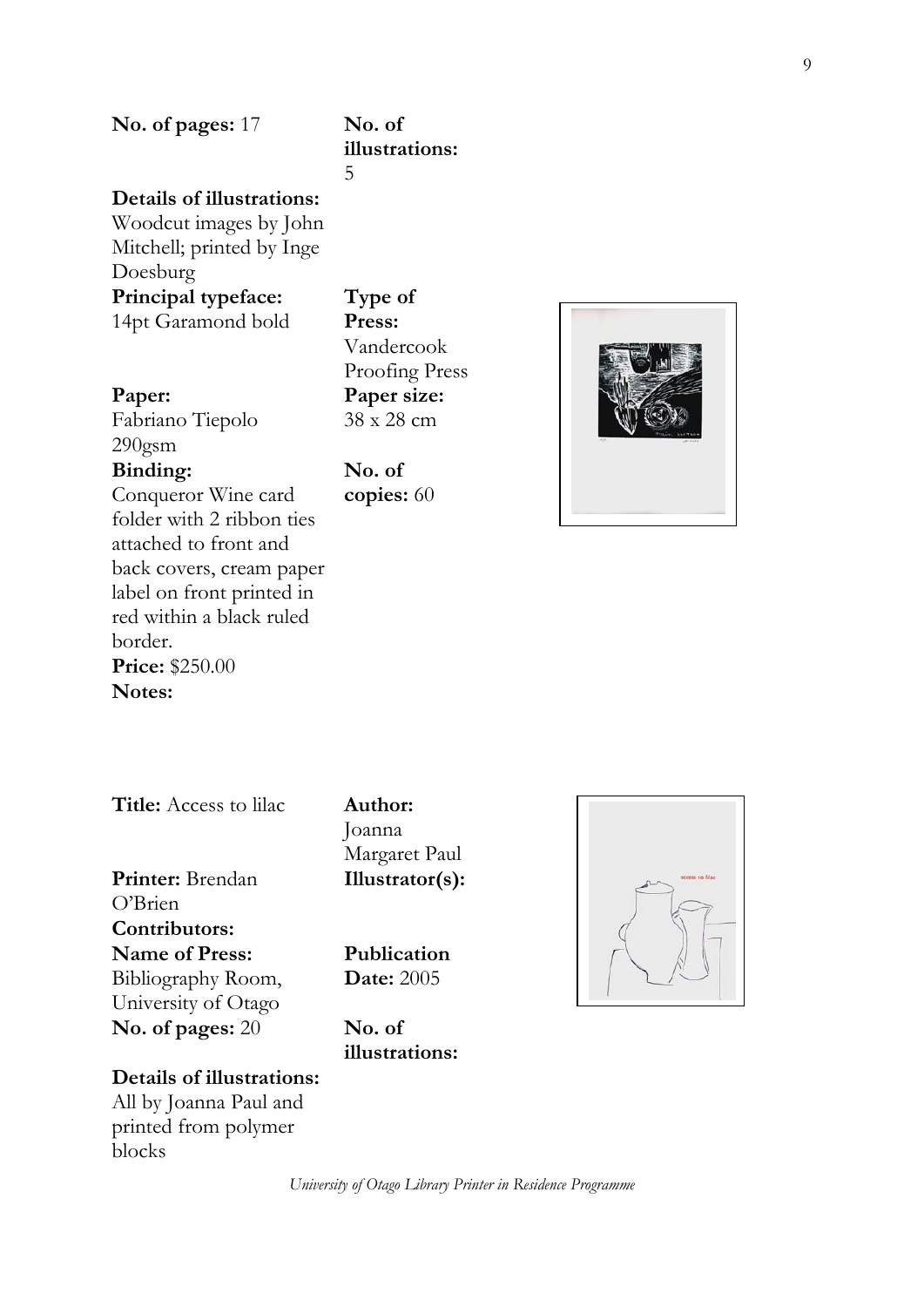**No. of pages:** 17

**No. of illustrations:** 5

**Details of illustrations:** Woodcut images by John Mitchell; printed by Inge Doesburg

**Principal typeface:** 14pt Garamond bold

**Type of Press:** Vandercook Proofing Press

**Paper:** Fabriano Tiepolo 290gsm

**Paper size:** 38 x 28 cm

**Binding:** Conqueror Wine card folder with 2 ribbon ties attached to front and back covers, cream paper label on front printed in red within a black ruled border.

**No. of copies:** 60

**Price:** $250.00

**Notes:**

**Title:** Access to lilac

**Author:** Joanna Margaret Paul

**Printer:** Brendan O'Brien

**Illustrator(s):**

**Contributors:**

**Name of Press:** Bibliography Room, University of Otago

**Publication Date:** 2005

**No. of pages:** 20

**No. of illustrations:**

**Details of illustrations:** All by Joanna Paul and printed from polymer blocks

*University of Otago Library Printer in Residence Programme*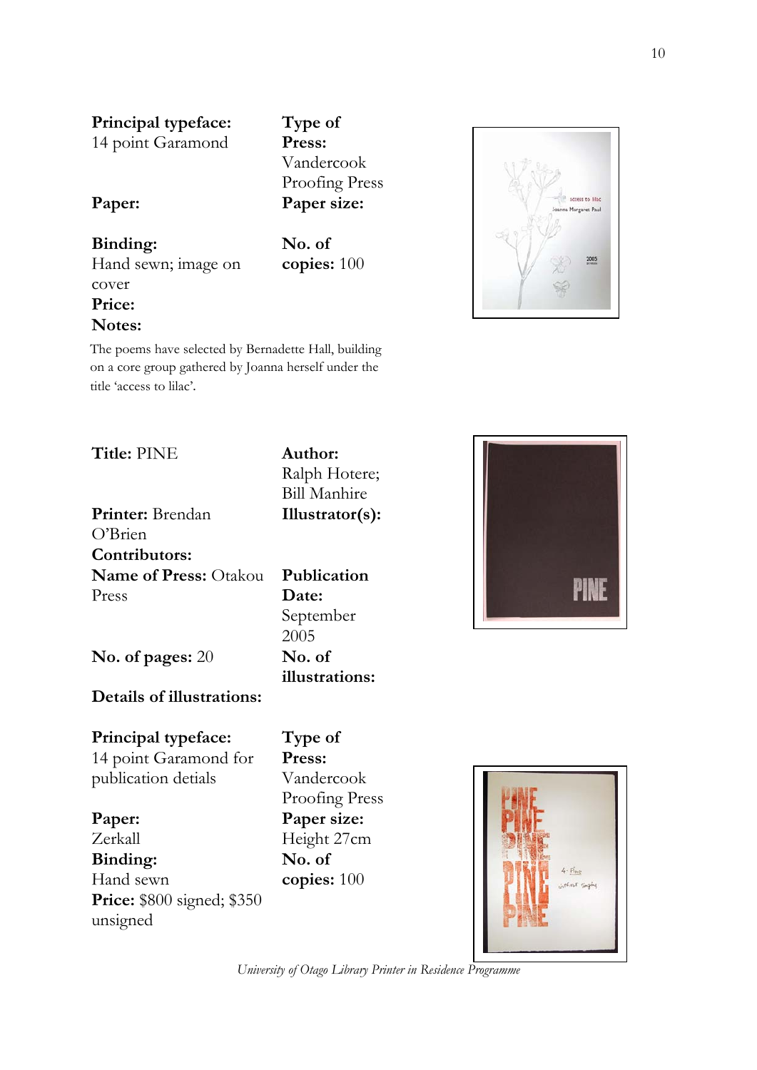**Principal typeface:** 14 point Garamond

**Type of Press:** Vandercook Proofing Press

**Paper:**

**Paper size:**

**Binding:** Hand sewn; image on cover

**No. of copies:** 100

**Price:**

**Notes:**

The poems have selected by Bernadette Hall, building on a core group gathered by Joanna herself under the title 'access to lilac'.

**Title:** PINE

**Author:** Ralph Hotere; Bill Manhire

**Printer:** Brendan O'Brien

**Illustrator(s):**

**Contributors:**

**Name of Press:** Otakou Press

**Publication Date:** September 2005

**No. of pages:** 20

**No. of illustrations:**

**Details of illustrations:**

**Principal typeface:** 14 point Garamond for publication detials

**Type of Press:** Vandercook Proofing Press

**Paper:** Zerkall

**Paper size:** Height 27cm

**Binding:** Hand sewn

**No. of copies:** 100

**Price:** $800 signed; $350 unsigned

*University of Otago Library Printer in Residence Programme*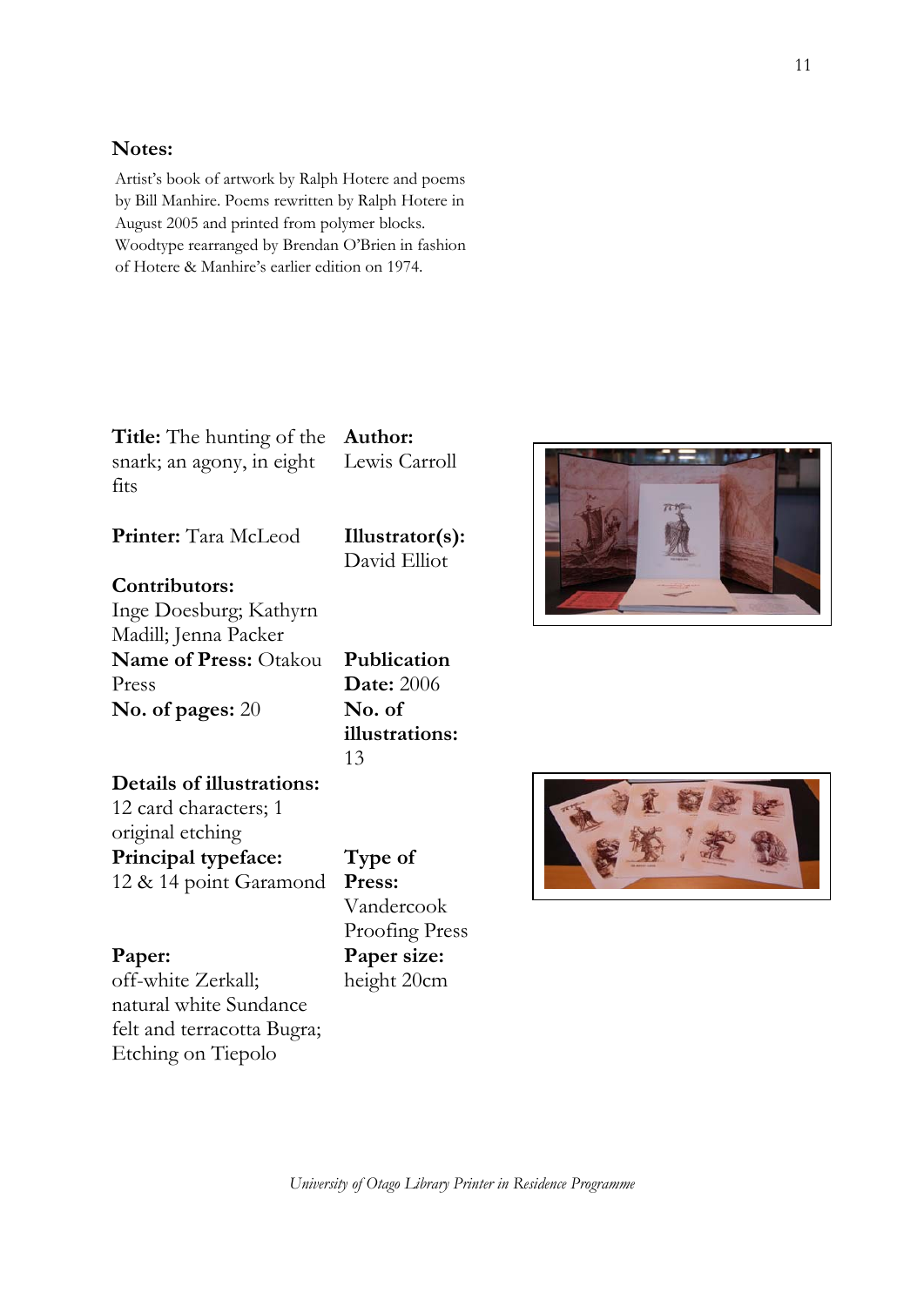**Notes:**

Artist's book of artwork by Ralph Hotere and poems by Bill Manhire. Poems rewritten by Ralph Hotere in August 2005 and printed from polymer blocks. Woodtype rearranged by Brendan O'Brien in fashion of Hotere & Manhire's earlier edition on 1974.

**Title:** The hunting of the snark; an agony, in eight fits

**Author:** Lewis Carroll

**Printer:** Tara McLeod

**Illustrator(s):** David Elliot

**Contributors:** Inge Doesburg; Kathyrn Madill; Jenna Packer

**Name of Press:** Otakou Press

**Publication Date:** 2006

**No. of pages:** 20

**No. of illustrations:** 13

**Details of illustrations:** 12 card characters; 1 original etching

**Principal typeface:** 12 & 14 point Garamond

**Type of Press:** Vandercook Proofing Press

**Paper:** off-white Zerkall; natural white Sundance felt and terracotta Bugra; Etching on Tiepolo

**Paper size:** height 20cm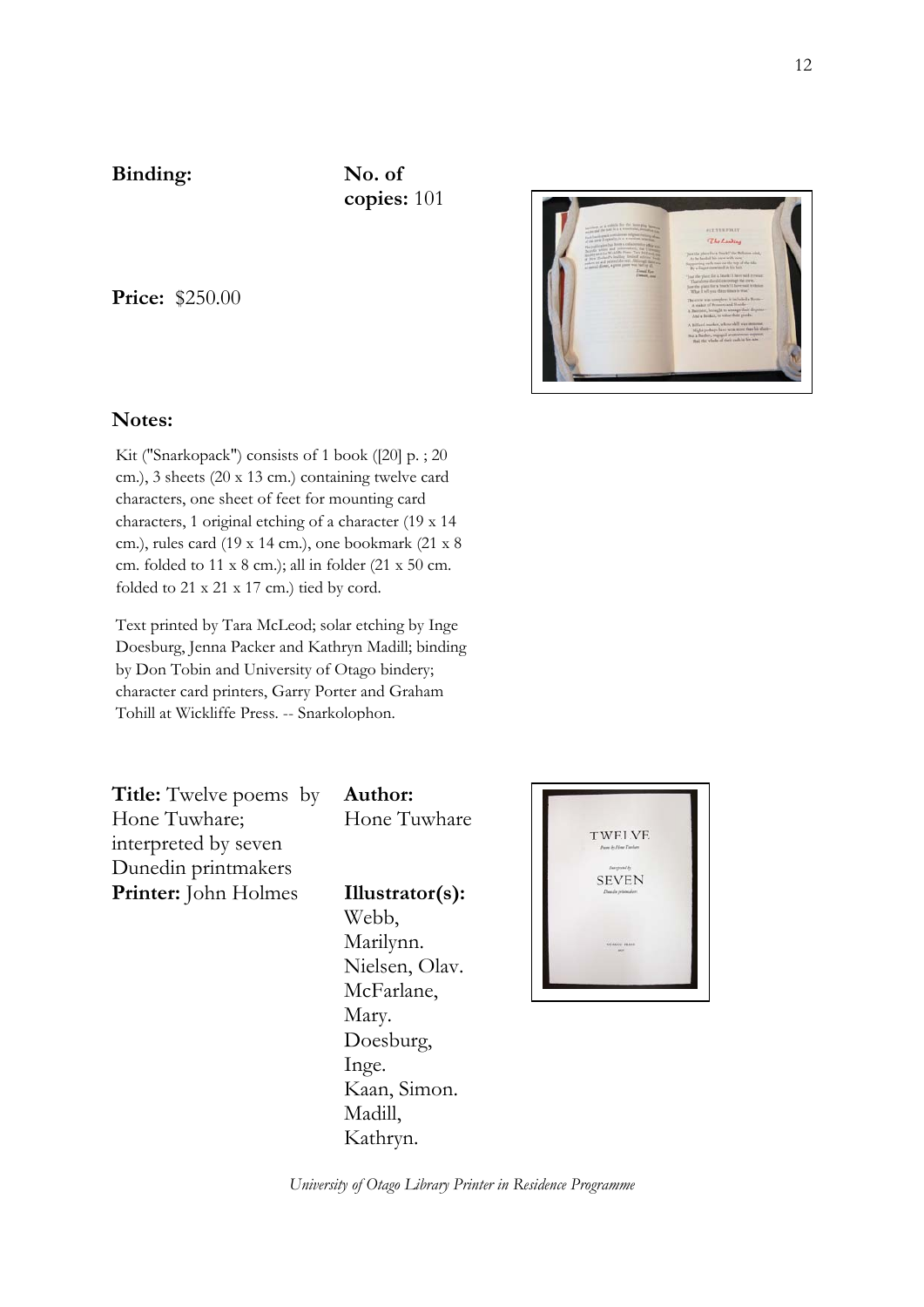**Binding:**

**No. of copies:** 101

**Price:** $250.00

**Notes:**

Kit ("Snarkopack") consists of 1 book ([20] p. ; 20 cm.), 3 sheets (20 x 13 cm.) containing twelve card characters, one sheet of feet for mounting card characters, 1 original etching of a character (19 x 14 cm.), rules card (19 x 14 cm.), one bookmark (21 x 8 cm. folded to 11 x 8 cm.); all in folder (21 x 50 cm. folded to 21 x 21 x 17 cm.) tied by cord.

Text printed by Tara McLeod; solar etching by Inge Doesburg, Jenna Packer and Kathryn Madill; binding by Don Tobin and University of Otago bindery; character card printers, Garry Porter and Graham Tohill at Wickliffe Press. -- Snarkolophon.

**Title:** Twelve poems by Hone Tuwhare; interpreted by seven Dunedin printmakers

**Author:** Hone Tuwhare

**Printer:** John Holmes

**Illustrator(s):** Webb, Marilynn. Nielsen, Olav. McFarlane, Mary. Doesburg, Inge. Kaan, Simon. Madill, Kathryn.

*University of Otago Library Printer in Residence Programme*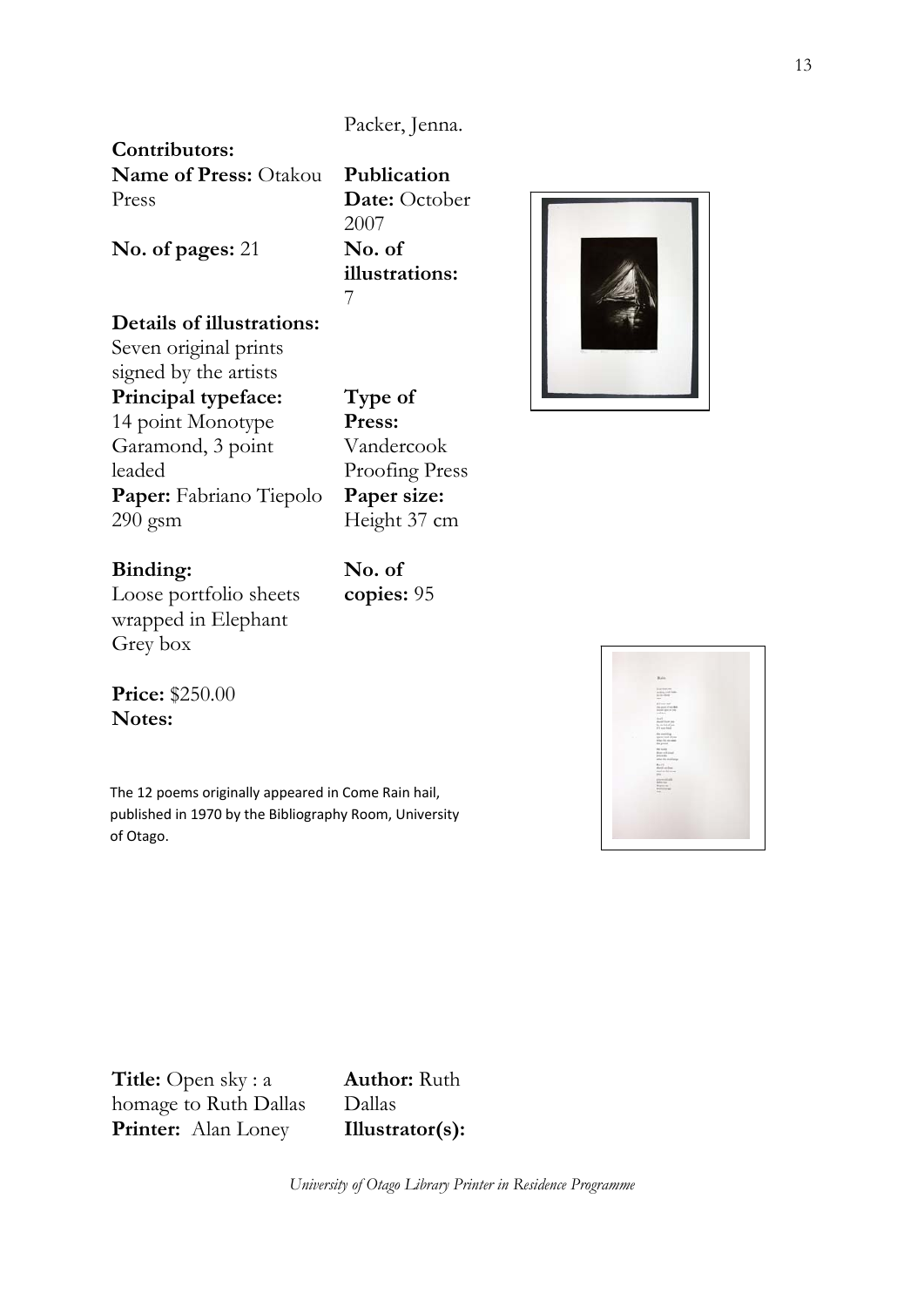Packer, Jenna.

**Contributors:**

**Name of Press:** Otakou Press

**Publication Date:** October 2007

**No. of pages:** 21

**No. of illustrations:** 7

**Details of illustrations:** Seven original prints signed by the artists

**Principal typeface:** 14 point Monotype Garamond, 3 point leaded

**Type of Press:** Vandercook Proofing Press

**Paper:** Fabriano Tiepolo 290 gsm

**Paper size:** Height 37 cm

**Binding:** Loose portfolio sheets wrapped in Elephant Grey box

**No. of copies:** 95

**Price:** $250.00

**Notes:**

The 12 poems originally appeared in Come Rain hail, published in 1970 by the Bibliography Room, University of Otago.

**Title:** Open sky : a homage to Ruth Dallas

**Author:** Ruth Dallas

**Printer:** Alan Loney

**Illustrator(s):**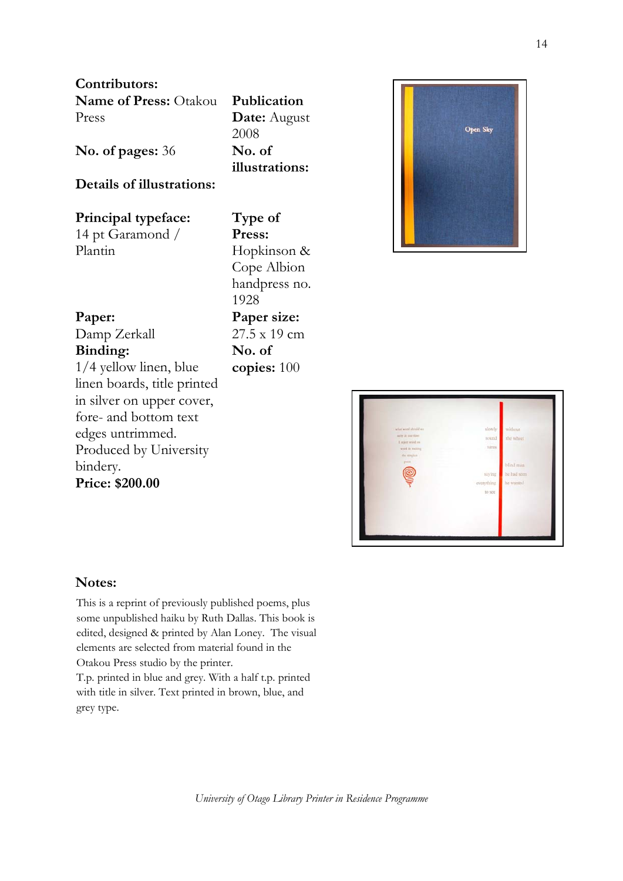**Contributors:**

**Name of Press:** Otakou Press

**Publication Date:** August 2008

**No. of pages:** 36

**No. of illustrations:**

**Details of illustrations:**

**Principal typeface:** 14 pt Garamond / Plantin

**Type of Press:** Hopkinson & Cope Albion handpress no. 1928

**Paper:** Damp Zerkall

**Paper size:** 27.5 x 19 cm

**Binding:** 1/4 yellow linen, blue linen boards, title printed in silver on upper cover, fore- and bottom text edges untrimmed. Produced by University bindery.

**No. of copies:** 100

**Price: $200.00**

**Notes:**

This is a reprint of previously published poems, plus some unpublished haiku by Ruth Dallas. This book is edited, designed & printed by Alan Loney. The visual elements are selected from material found in the Otakou Press studio by the printer.
T.p. printed in blue and grey. With a half t.p. printed with title in silver. Text printed in brown, blue, and grey type.

*University of Otago Library Printer in Residence Programme*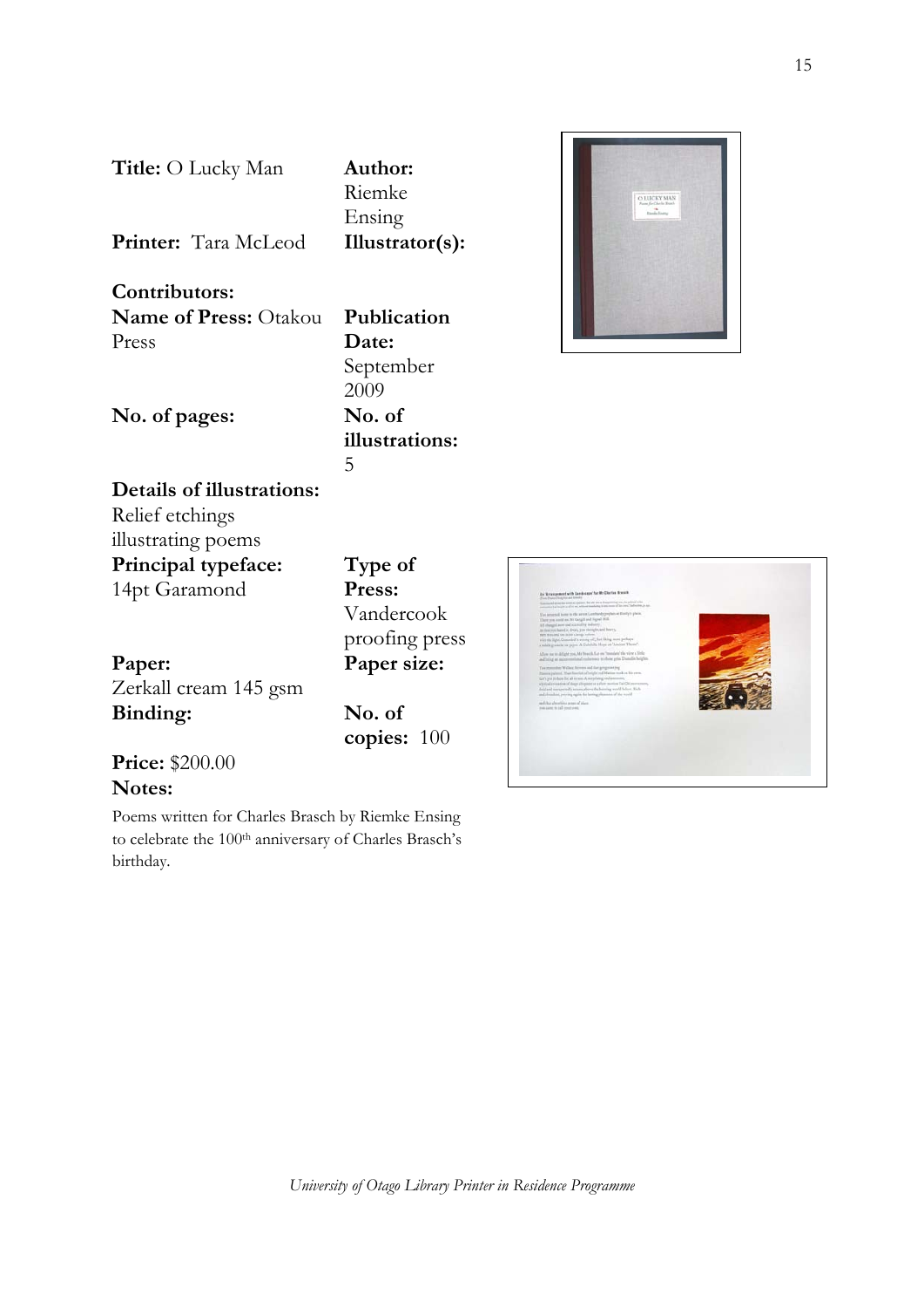**Title:** O Lucky Man

**Author:** Riemke Ensing

**Printer:** Tara McLeod

**Illustrator(s):**

**Contributors:**

**Name of Press:** Otakou Press

**Publication Date:** September 2009

**No. of pages:**

**No. of illustrations:** 5

**Details of illustrations:** Relief etchings illustrating poems

**Principal typeface:** 14pt Garamond

**Type of Press:** Vandercook proofing press

**Paper:** Zerkall cream 145 gsm

**Paper size:**

**Binding:**

**No. of copies:** 100

**Price:** $200.00

**Notes:**

Poems written for Charles Brasch by Riemke Ensing to celebrate the 100th anniversary of Charles Brasch's birthday.